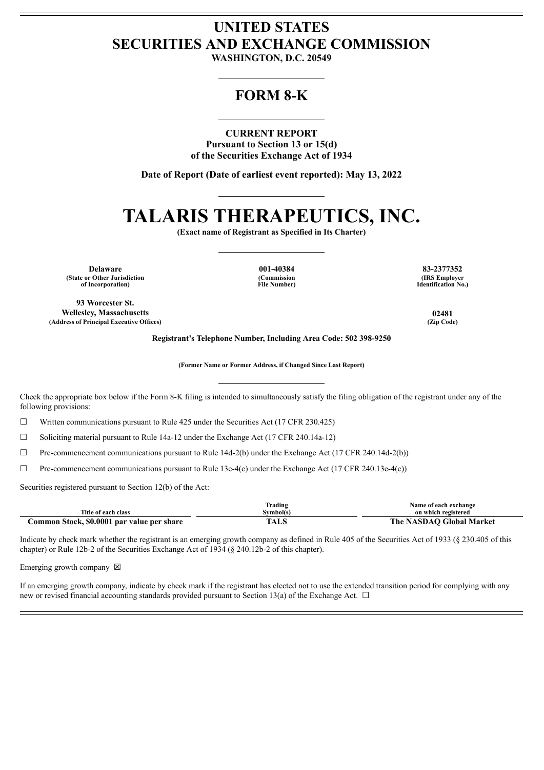# UNITED STATES
# SECURITIES AND EXCHANGE COMMISSION

**WASHINGTON, D.C. 20549**

## FORM 8-K

**CURRENT REPORT**
**Pursuant to Section 13 or 15(d)**
**of the Securities Exchange Act of 1934**

**Date of Report (Date of earliest event reported): May 13, 2022**

# TALARIS THERAPEUTICS, INC.

**(Exact name of Registrant as Specified in Its Charter)**

| Delaware | 001-40384 | 83-2377352 |
|---|---|---|
| (State or Other Jurisdiction of Incorporation) | (Commission File Number) | (IRS Employer Identification No.) |

| 93 Worcester St. Wellesley, Massachusetts | 02481 |
|---|---|
| (Address of Principal Executive Offices) | (Zip Code) |

**Registrant's Telephone Number, Including Area Code: 502 398-9250**

**(Former Name or Former Address, if Changed Since Last Report)**

Check the appropriate box below if the Form 8-K filing is intended to simultaneously satisfy the filing obligation of the registrant under any of the following provisions:

☐ Written communications pursuant to Rule 425 under the Securities Act (17 CFR 230.425)

☐ Soliciting material pursuant to Rule 14a-12 under the Exchange Act (17 CFR 240.14a-12)

☐ Pre-commencement communications pursuant to Rule 14d-2(b) under the Exchange Act (17 CFR 240.14d-2(b))

☐ Pre-commencement communications pursuant to Rule 13e-4(c) under the Exchange Act (17 CFR 240.13e-4(c))

Securities registered pursuant to Section 12(b) of the Act:

| Title of each class | Trading Symbol(s) | Name of each exchange on which registered |
|---|---|---|
| **Common Stock, $0.0001 par value per share** | **TALS** | **The NASDAQ Global Market** |

Indicate by check mark whether the registrant is an emerging growth company as defined in Rule 405 of the Securities Act of 1933 (§ 230.405 of this chapter) or Rule 12b-2 of the Securities Exchange Act of 1934 (§ 240.12b-2 of this chapter).

Emerging growth company ☒

If an emerging growth company, indicate by check mark if the registrant has elected not to use the extended transition period for complying with any new or revised financial accounting standards provided pursuant to Section 13(a) of the Exchange Act. ☐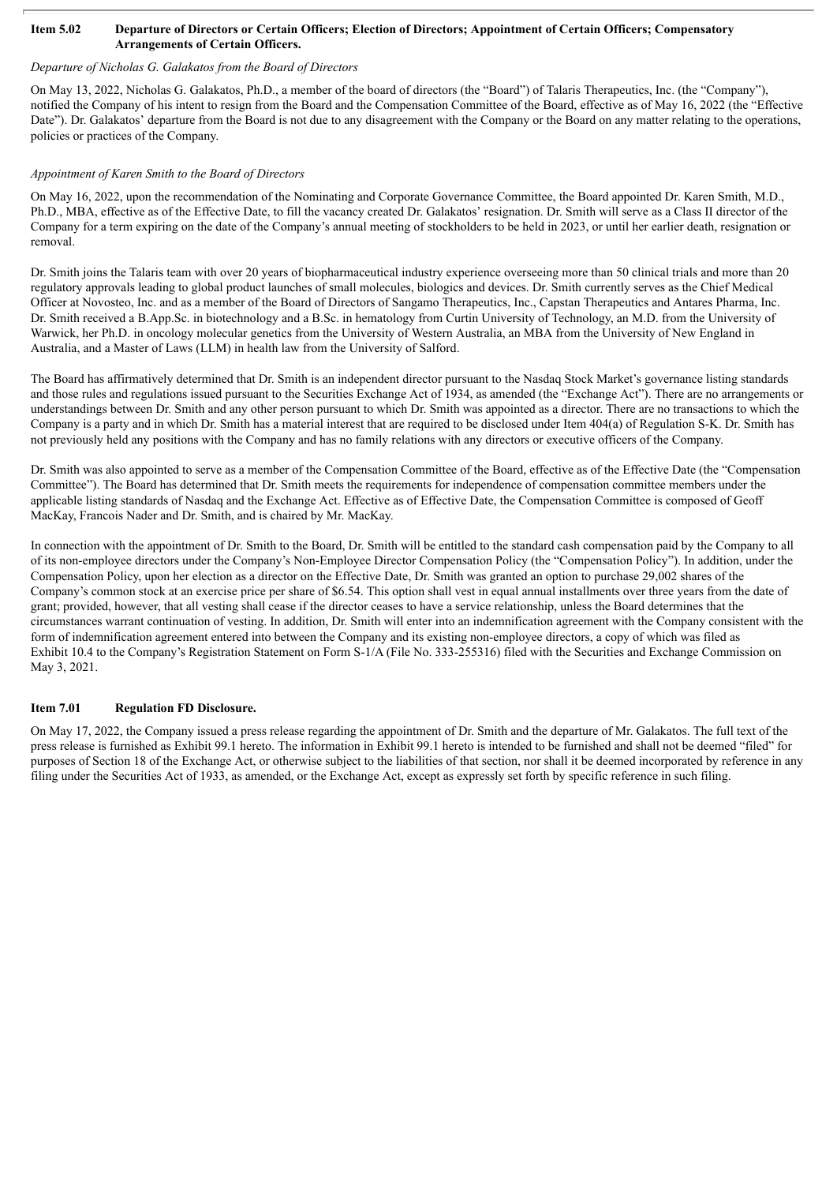## Item 5.02 Departure of Directors or Certain Officers; Election of Directors; Appointment of Certain Officers; Compensatory Arrangements of Certain Officers.

*Departure of Nicholas G. Galakatos from the Board of Directors*

On May 13, 2022, Nicholas G. Galakatos, Ph.D., a member of the board of directors (the "Board") of Talaris Therapeutics, Inc. (the "Company"), notified the Company of his intent to resign from the Board and the Compensation Committee of the Board, effective as of May 16, 2022 (the "Effective Date"). Dr. Galakatos' departure from the Board is not due to any disagreement with the Company or the Board on any matter relating to the operations, policies or practices of the Company.

*Appointment of Karen Smith to the Board of Directors*

On May 16, 2022, upon the recommendation of the Nominating and Corporate Governance Committee, the Board appointed Dr. Karen Smith, M.D., Ph.D., MBA, effective as of the Effective Date, to fill the vacancy created Dr. Galakatos' resignation. Dr. Smith will serve as a Class II director of the Company for a term expiring on the date of the Company's annual meeting of stockholders to be held in 2023, or until her earlier death, resignation or removal.

Dr. Smith joins the Talaris team with over 20 years of biopharmaceutical industry experience overseeing more than 50 clinical trials and more than 20 regulatory approvals leading to global product launches of small molecules, biologics and devices. Dr. Smith currently serves as the Chief Medical Officer at Novosteo, Inc. and as a member of the Board of Directors of Sangamo Therapeutics, Inc., Capstan Therapeutics and Antares Pharma, Inc. Dr. Smith received a B.App.Sc. in biotechnology and a B.Sc. in hematology from Curtin University of Technology, an M.D. from the University of Warwick, her Ph.D. in oncology molecular genetics from the University of Western Australia, an MBA from the University of New England in Australia, and a Master of Laws (LLM) in health law from the University of Salford.

The Board has affirmatively determined that Dr. Smith is an independent director pursuant to the Nasdaq Stock Market's governance listing standards and those rules and regulations issued pursuant to the Securities Exchange Act of 1934, as amended (the "Exchange Act"). There are no arrangements or understandings between Dr. Smith and any other person pursuant to which Dr. Smith was appointed as a director. There are no transactions to which the Company is a party and in which Dr. Smith has a material interest that are required to be disclosed under Item 404(a) of Regulation S-K. Dr. Smith has not previously held any positions with the Company and has no family relations with any directors or executive officers of the Company.

Dr. Smith was also appointed to serve as a member of the Compensation Committee of the Board, effective as of the Effective Date (the "Compensation Committee"). The Board has determined that Dr. Smith meets the requirements for independence of compensation committee members under the applicable listing standards of Nasdaq and the Exchange Act. Effective as of Effective Date, the Compensation Committee is composed of Geoff MacKay, Francois Nader and Dr. Smith, and is chaired by Mr. MacKay.

In connection with the appointment of Dr. Smith to the Board, Dr. Smith will be entitled to the standard cash compensation paid by the Company to all of its non-employee directors under the Company's Non-Employee Director Compensation Policy (the "Compensation Policy"). In addition, under the Compensation Policy, upon her election as a director on the Effective Date, Dr. Smith was granted an option to purchase 29,002 shares of the Company's common stock at an exercise price per share of $6.54. This option shall vest in equal annual installments over three years from the date of grant; provided, however, that all vesting shall cease if the director ceases to have a service relationship, unless the Board determines that the circumstances warrant continuation of vesting. In addition, Dr. Smith will enter into an indemnification agreement with the Company consistent with the form of indemnification agreement entered into between the Company and its existing non-employee directors, a copy of which was filed as Exhibit 10.4 to the Company's Registration Statement on Form S-1/A (File No. 333-255316) filed with the Securities and Exchange Commission on May 3, 2021.

## Item 7.01 Regulation FD Disclosure.

On May 17, 2022, the Company issued a press release regarding the appointment of Dr. Smith and the departure of Mr. Galakatos. The full text of the press release is furnished as Exhibit 99.1 hereto. The information in Exhibit 99.1 hereto is intended to be furnished and shall not be deemed "filed" for purposes of Section 18 of the Exchange Act, or otherwise subject to the liabilities of that section, nor shall it be deemed incorporated by reference in any filing under the Securities Act of 1933, as amended, or the Exchange Act, except as expressly set forth by specific reference in such filing.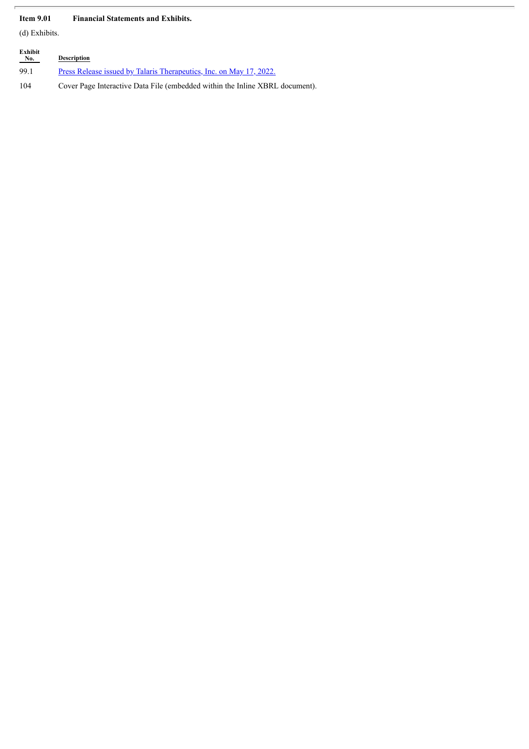**Item 9.01 Financial Statements and Exhibits.**

(d) Exhibits.

| Exhibit No. | Description |
| --- | --- |
| 99.1 | Press Release issued by Talaris Therapeutics, Inc. on May 17, 2022. |
| 104 | Cover Page Interactive Data File (embedded within the Inline XBRL document). |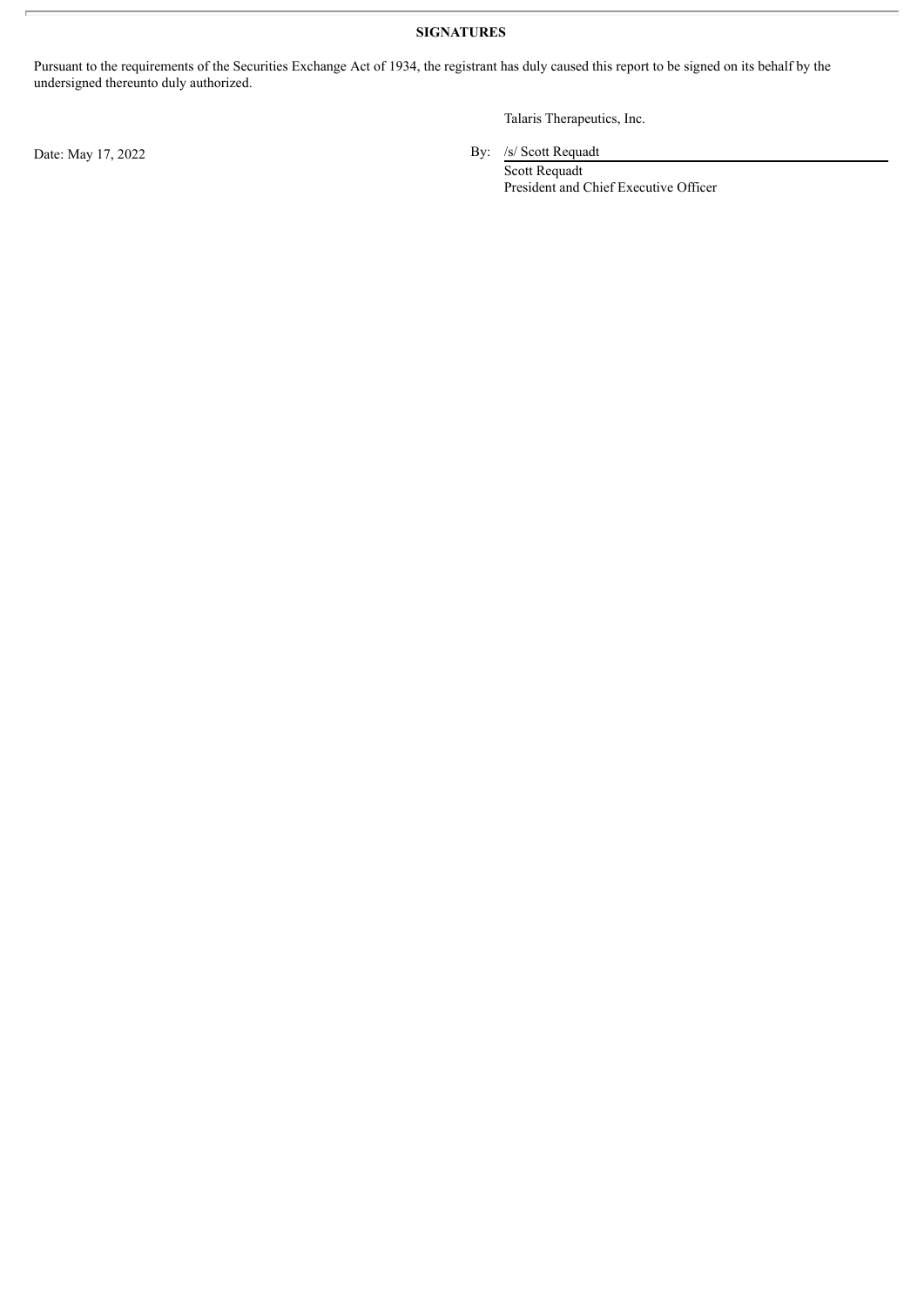## SIGNATURES

Pursuant to the requirements of the Securities Exchange Act of 1934, the registrant has duly caused this report to be signed on its behalf by the undersigned thereunto duly authorized.

Talaris Therapeutics, Inc.

Date: May 17, 2022

By: /s/ Scott Requadt
Scott Requadt
President and Chief Executive Officer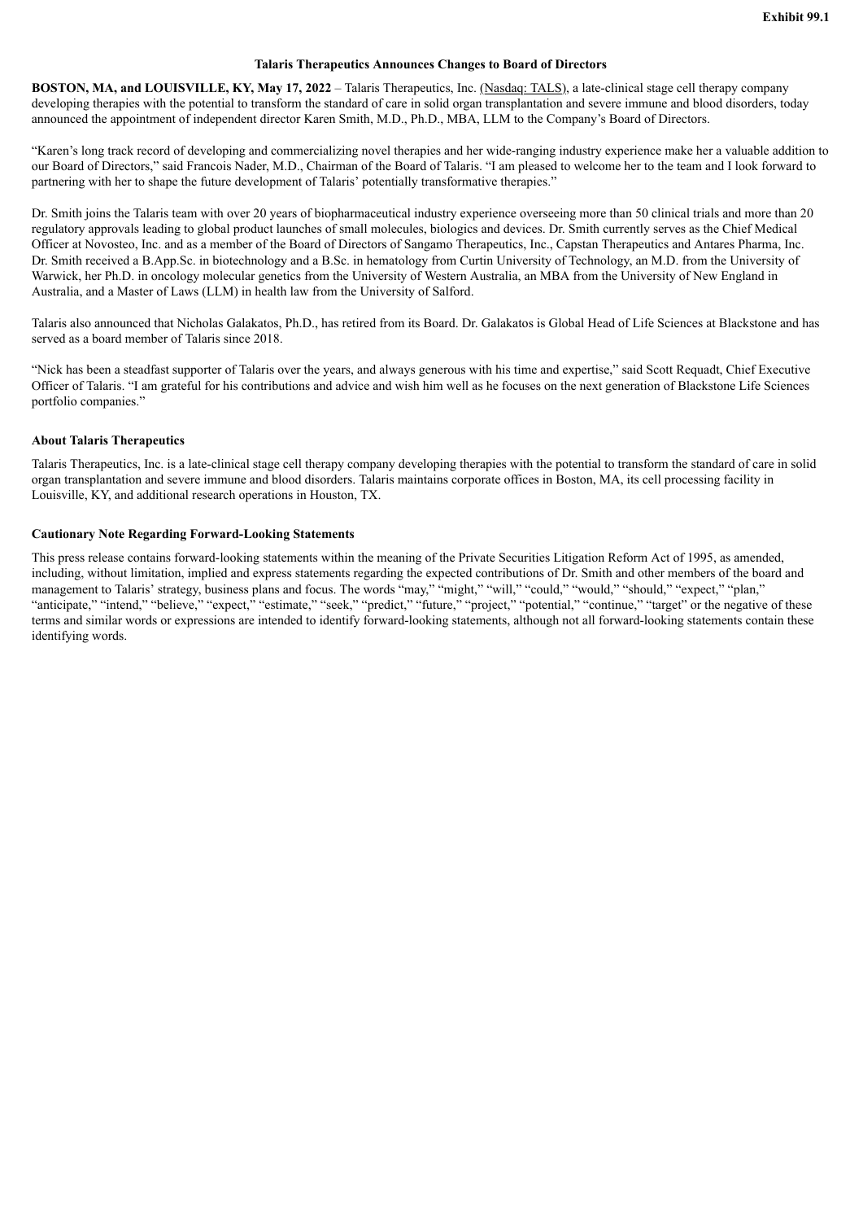Exhibit 99.1

**Talaris Therapeutics Announces Changes to Board of Directors**

**BOSTON, MA, and LOUISVILLE, KY, May 17, 2022** – Talaris Therapeutics, Inc. (Nasdaq: TALS), a late-clinical stage cell therapy company developing therapies with the potential to transform the standard of care in solid organ transplantation and severe immune and blood disorders, today announced the appointment of independent director Karen Smith, M.D., Ph.D., MBA, LLM to the Company's Board of Directors.

"Karen's long track record of developing and commercializing novel therapies and her wide-ranging industry experience make her a valuable addition to our Board of Directors," said Francois Nader, M.D., Chairman of the Board of Talaris. "I am pleased to welcome her to the team and I look forward to partnering with her to shape the future development of Talaris' potentially transformative therapies."

Dr. Smith joins the Talaris team with over 20 years of biopharmaceutical industry experience overseeing more than 50 clinical trials and more than 20 regulatory approvals leading to global product launches of small molecules, biologics and devices. Dr. Smith currently serves as the Chief Medical Officer at Novosteo, Inc. and as a member of the Board of Directors of Sangamo Therapeutics, Inc., Capstan Therapeutics and Antares Pharma, Inc. Dr. Smith received a B.App.Sc. in biotechnology and a B.Sc. in hematology from Curtin University of Technology, an M.D. from the University of Warwick, her Ph.D. in oncology molecular genetics from the University of Western Australia, an MBA from the University of New England in Australia, and a Master of Laws (LLM) in health law from the University of Salford.

Talaris also announced that Nicholas Galakatos, Ph.D., has retired from its Board. Dr. Galakatos is Global Head of Life Sciences at Blackstone and has served as a board member of Talaris since 2018.

"Nick has been a steadfast supporter of Talaris over the years, and always generous with his time and expertise," said Scott Requadt, Chief Executive Officer of Talaris. "I am grateful for his contributions and advice and wish him well as he focuses on the next generation of Blackstone Life Sciences portfolio companies."

**About Talaris Therapeutics**

Talaris Therapeutics, Inc. is a late-clinical stage cell therapy company developing therapies with the potential to transform the standard of care in solid organ transplantation and severe immune and blood disorders. Talaris maintains corporate offices in Boston, MA, its cell processing facility in Louisville, KY, and additional research operations in Houston, TX.

**Cautionary Note Regarding Forward-Looking Statements**

This press release contains forward-looking statements within the meaning of the Private Securities Litigation Reform Act of 1995, as amended, including, without limitation, implied and express statements regarding the expected contributions of Dr. Smith and other members of the board and management to Talaris' strategy, business plans and focus. The words "may," "might," "will," "could," "would," "should," "expect," "plan," "anticipate," "intend," "believe," "expect," "estimate," "seek," "predict," "future," "project," "potential," "continue," "target" or the negative of these terms and similar words or expressions are intended to identify forward-looking statements, although not all forward-looking statements contain these identifying words.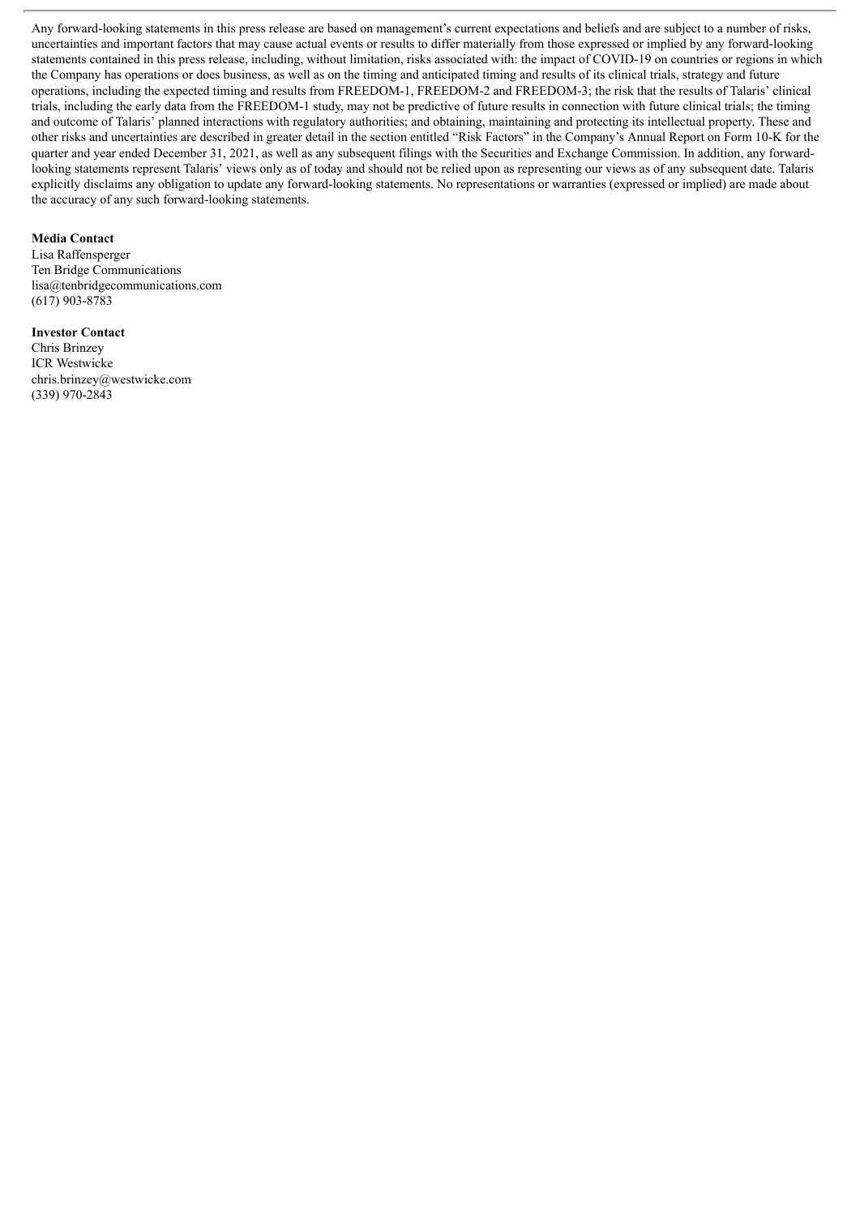Any forward-looking statements in this press release are based on management's current expectations and beliefs and are subject to a number of risks, uncertainties and important factors that may cause actual events or results to differ materially from those expressed or implied by any forward-looking statements contained in this press release, including, without limitation, risks associated with: the impact of COVID-19 on countries or regions in which the Company has operations or does business, as well as on the timing and anticipated timing and results of its clinical trials, strategy and future operations, including the expected timing and results from FREEDOM-1, FREEDOM-2 and FREEDOM-3; the risk that the results of Talaris' clinical trials, including the early data from the FREEDOM-1 study, may not be predictive of future results in connection with future clinical trials; the timing and outcome of Talaris' planned interactions with regulatory authorities; and obtaining, maintaining and protecting its intellectual property. These and other risks and uncertainties are described in greater detail in the section entitled "Risk Factors" in the Company's Annual Report on Form 10-K for the quarter and year ended December 31, 2021, as well as any subsequent filings with the Securities and Exchange Commission. In addition, any forward-looking statements represent Talaris' views only as of today and should not be relied upon as representing our views as of any subsequent date. Talaris explicitly disclaims any obligation to update any forward-looking statements. No representations or warranties (expressed or implied) are made about the accuracy of any such forward-looking statements.

**Media Contact**
Lisa Raffensperger
Ten Bridge Communications
lisa@tenbridgecommunications.com
(617) 903-8783

**Investor Contact**
Chris Brinzey
ICR Westwicke
chris.brinzey@westwicke.com
(339) 970-2843